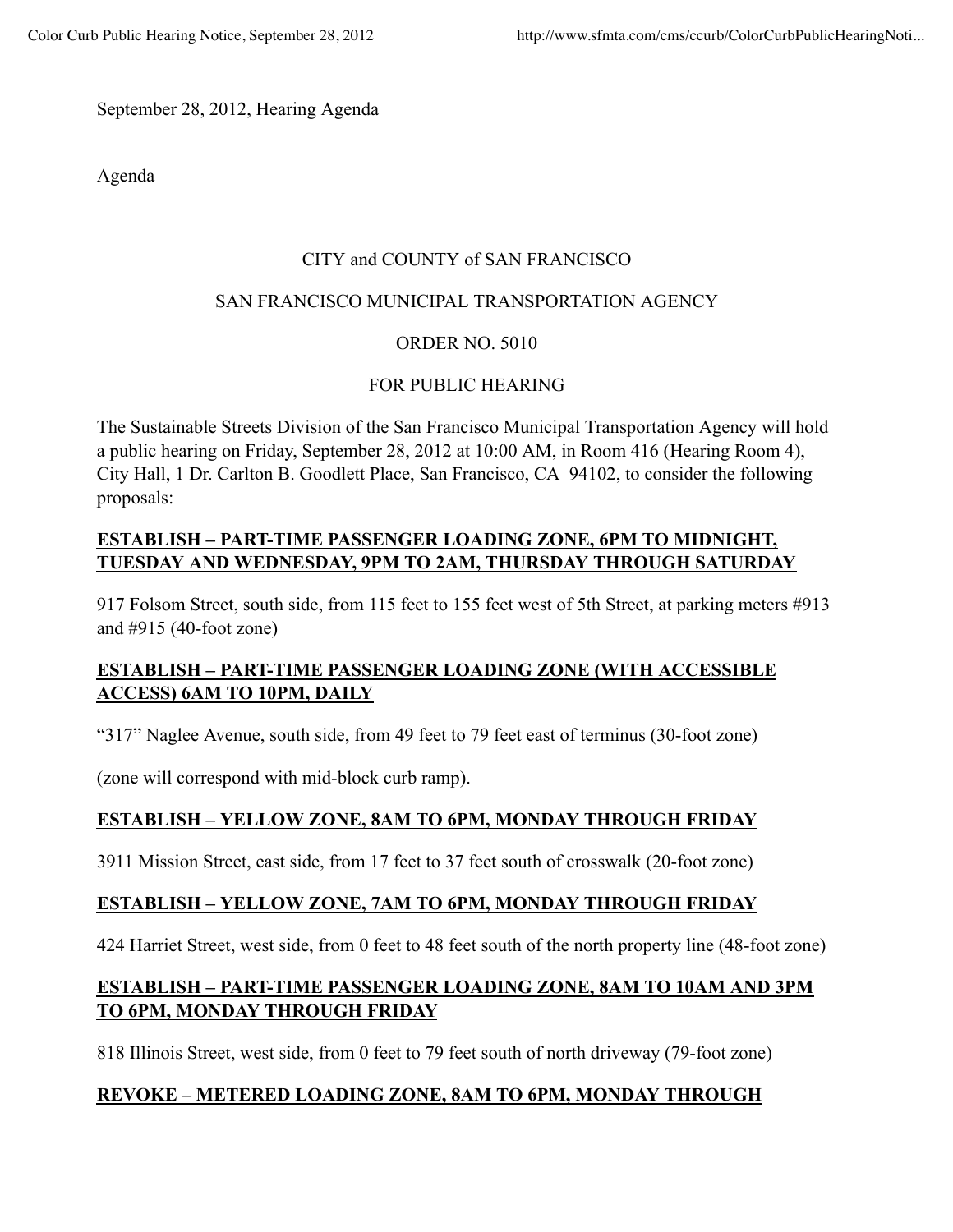September 28, 2012, Hearing Agenda

Agenda

CITY and COUNTY of SAN FRANCISCO

SAN FRANCISCO MUNICIPAL TRANSPORTATION AGENCY

ORDER NO. 5010

FOR PUBLIC HEARING

The Sustainable Streets Division of the San Francisco Municipal Transportation Agency will hold a public hearing on Friday, September 28, 2012 at 10:00 AM, in Room 416 (Hearing Room 4), City Hall, 1 Dr. Carlton B. Goodlett Place, San Francisco, CA 94102, to consider the following proposals:

**ESTABLISH – PART-TIME PASSENGER LOADING ZONE, 6PM TO MIDNIGHT, TUESDAY AND WEDNESDAY, 9PM TO 2AM, THURSDAY THROUGH SATURDAY**

917 Folsom Street, south side, from 115 feet to 155 feet west of 5th Street, at parking meters #913 and #915 (40-foot zone)

**ESTABLISH – PART-TIME PASSENGER LOADING ZONE (WITH ACCESSIBLE ACCESS) 6AM TO 10PM, DAILY**

"317" Naglee Avenue, south side, from 49 feet to 79 feet east of terminus (30-foot zone)

(zone will correspond with mid-block curb ramp).

**ESTABLISH – YELLOW ZONE, 8AM TO 6PM, MONDAY THROUGH FRIDAY**

3911 Mission Street, east side, from 17 feet to 37 feet south of crosswalk (20-foot zone)

**ESTABLISH – YELLOW ZONE, 7AM TO 6PM, MONDAY THROUGH FRIDAY**

424 Harriet Street, west side, from 0 feet to 48 feet south of the north property line (48-foot zone)

**ESTABLISH – PART-TIME PASSENGER LOADING ZONE, 8AM TO 10AM AND 3PM TO 6PM, MONDAY THROUGH FRIDAY**

818 Illinois Street, west side, from 0 feet to 79 feet south of north driveway (79-foot zone)

**REVOKE – METERED LOADING ZONE, 8AM TO 6PM, MONDAY THROUGH**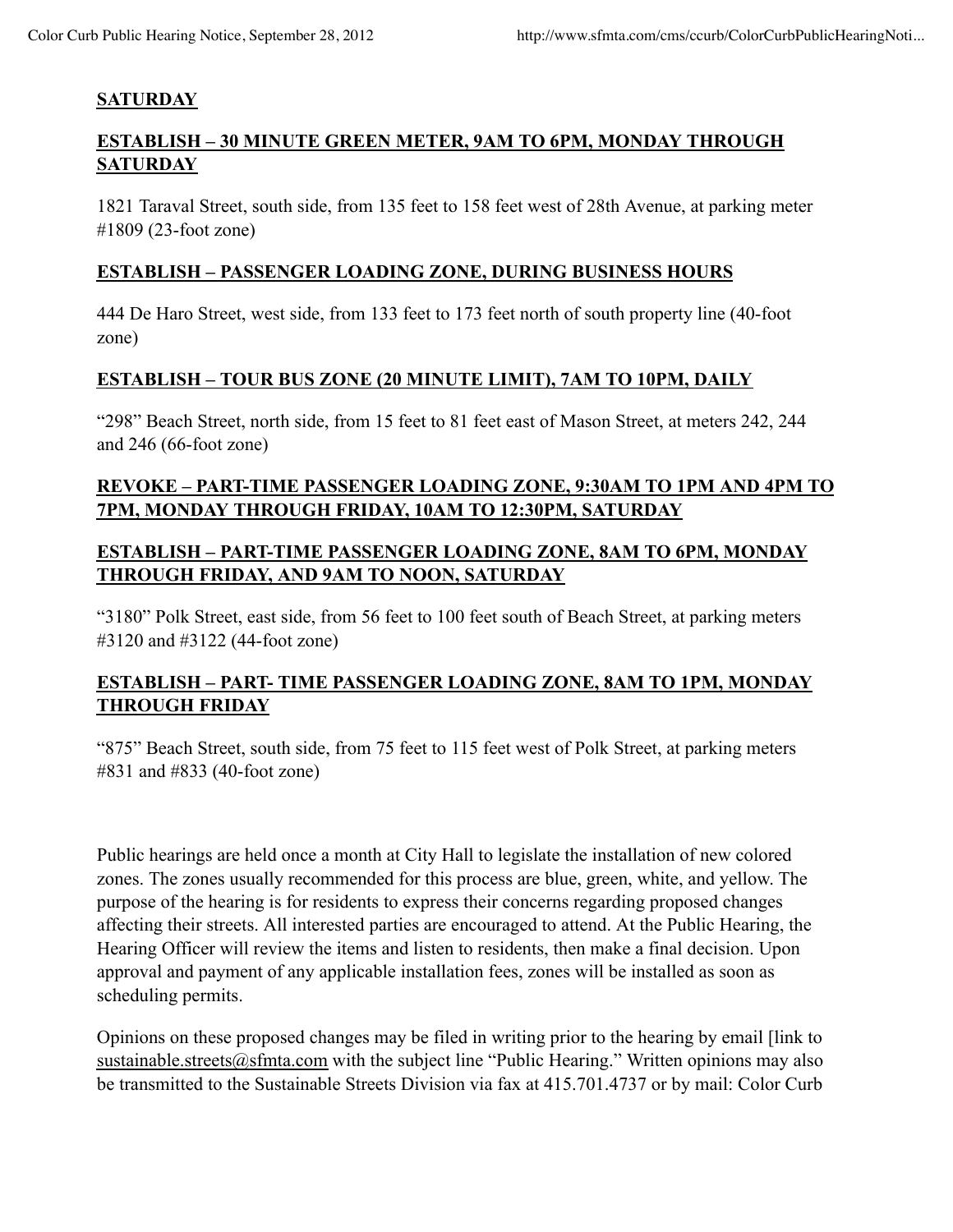**SATURDAY**

**ESTABLISH – 30 MINUTE GREEN METER, 9AM TO 6PM, MONDAY THROUGH SATURDAY**

1821 Taraval Street, south side, from 135 feet to 158 feet west of 28th Avenue, at parking meter #1809 (23-foot zone)

**ESTABLISH – PASSENGER LOADING ZONE, DURING BUSINESS HOURS**

444 De Haro Street, west side, from 133 feet to 173 feet north of south property line (40-foot zone)

**ESTABLISH – TOUR BUS ZONE (20 MINUTE LIMIT), 7AM TO 10PM, DAILY**

"298" Beach Street, north side, from 15 feet to 81 feet east of Mason Street, at meters 242, 244 and 246 (66-foot zone)

**REVOKE – PART-TIME PASSENGER LOADING ZONE, 9:30AM TO 1PM AND 4PM TO 7PM, MONDAY THROUGH FRIDAY, 10AM TO 12:30PM, SATURDAY**

**ESTABLISH – PART-TIME PASSENGER LOADING ZONE, 8AM TO 6PM, MONDAY THROUGH FRIDAY, AND 9AM TO NOON, SATURDAY**

"3180" Polk Street, east side, from 56 feet to 100 feet south of Beach Street, at parking meters #3120 and #3122 (44-foot zone)

**ESTABLISH – PART- TIME PASSENGER LOADING ZONE, 8AM TO 1PM, MONDAY THROUGH FRIDAY**

"875" Beach Street, south side, from 75 feet to 115 feet west of Polk Street, at parking meters #831 and #833 (40-foot zone)

Public hearings are held once a month at City Hall to legislate the installation of new colored zones. The zones usually recommended for this process are blue, green, white, and yellow. The purpose of the hearing is for residents to express their concerns regarding proposed changes affecting their streets. All interested parties are encouraged to attend. At the Public Hearing, the Hearing Officer will review the items and listen to residents, then make a final decision. Upon approval and payment of any applicable installation fees, zones will be installed as soon as scheduling permits.

Opinions on these proposed changes may be filed in writing prior to the hearing by email [link to sustainable.streets@sfmta.com with the subject line "Public Hearing." Written opinions may also be transmitted to the Sustainable Streets Division via fax at 415.701.4737 or by mail: Color Curb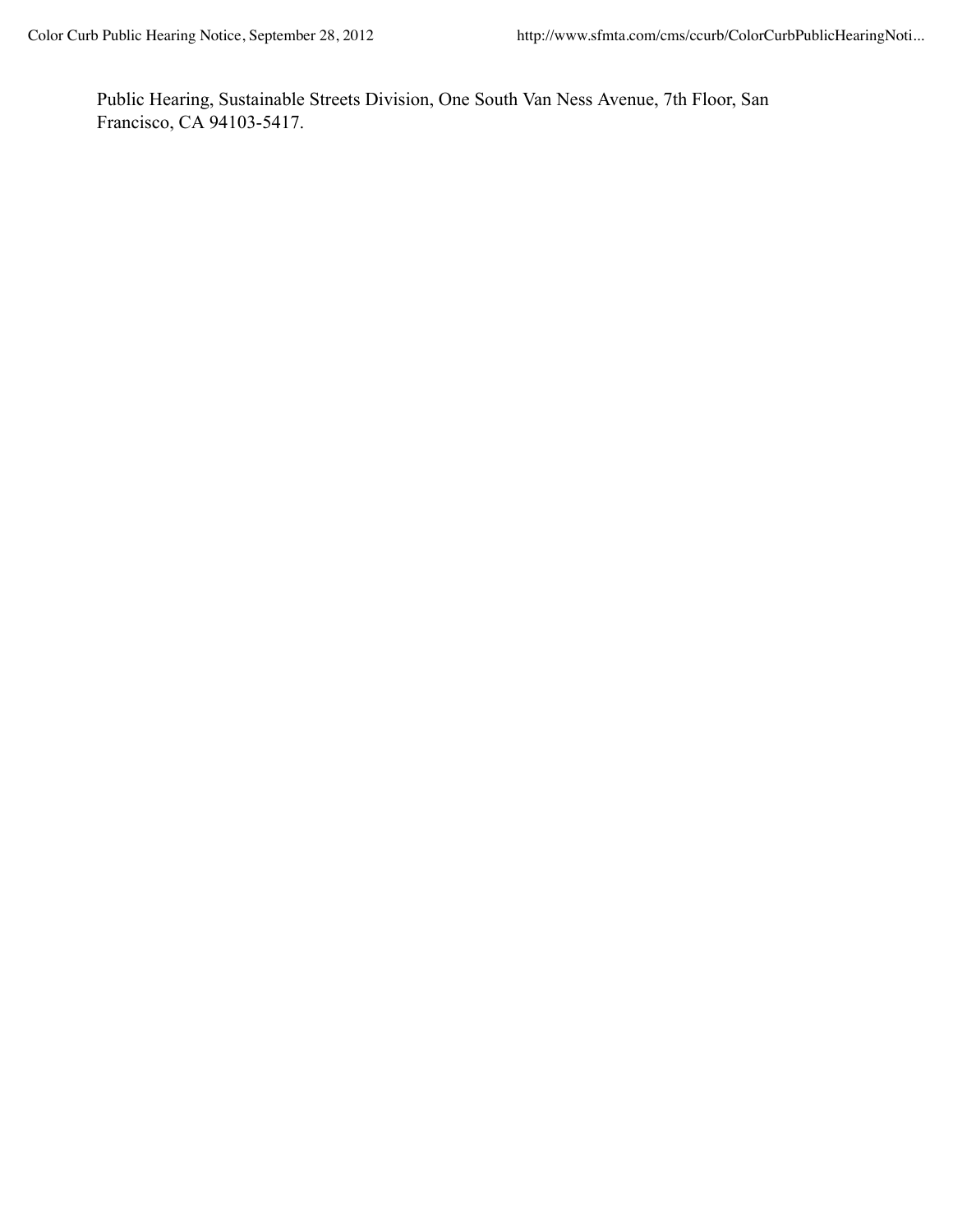Public Hearing, Sustainable Streets Division, One South Van Ness Avenue, 7th Floor, San Francisco, CA 94103-5417.